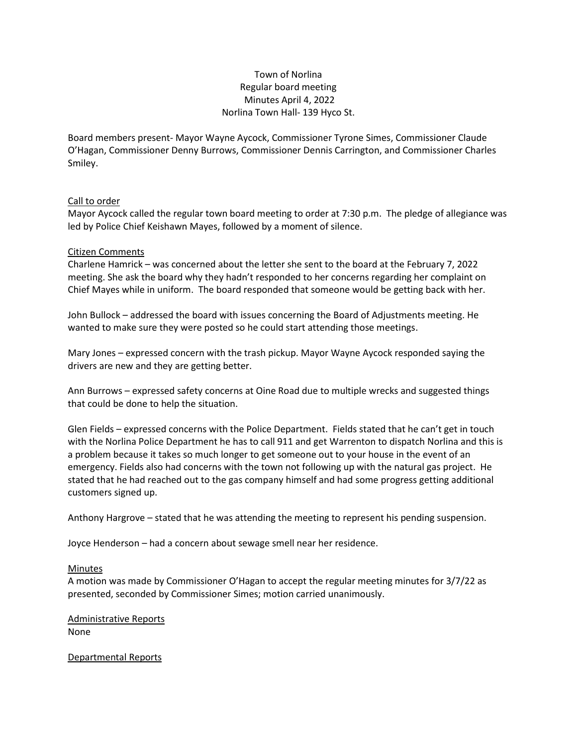Town of Norlina
Regular board meeting
Minutes April 4, 2022
Norlina Town Hall- 139 Hyco St.

Board members present- Mayor Wayne Aycock, Commissioner Tyrone Simes, Commissioner Claude O'Hagan, Commissioner Denny Burrows, Commissioner Dennis Carrington, and Commissioner Charles Smiley.

Call to order

Mayor Aycock called the regular town board meeting to order at 7:30 p.m. The pledge of allegiance was led by Police Chief Keishawn Mayes, followed by a moment of silence.

Citizen Comments

Charlene Hamrick – was concerned about the letter she sent to the board at the February 7, 2022 meeting. She ask the board why they hadn't responded to her concerns regarding her complaint on Chief Mayes while in uniform. The board responded that someone would be getting back with her.

John Bullock – addressed the board with issues concerning the Board of Adjustments meeting. He wanted to make sure they were posted so he could start attending those meetings.

Mary Jones – expressed concern with the trash pickup. Mayor Wayne Aycock responded saying the drivers are new and they are getting better.

Ann Burrows – expressed safety concerns at Oine Road due to multiple wrecks and suggested things that could be done to help the situation.

Glen Fields – expressed concerns with the Police Department. Fields stated that he can't get in touch with the Norlina Police Department he has to call 911 and get Warrenton to dispatch Norlina and this is a problem because it takes so much longer to get someone out to your house in the event of an emergency. Fields also had concerns with the town not following up with the natural gas project. He stated that he had reached out to the gas company himself and had some progress getting additional customers signed up.

Anthony Hargrove – stated that he was attending the meeting to represent his pending suspension.

Joyce Henderson – had a concern about sewage smell near her residence.

Minutes

A motion was made by Commissioner O'Hagan to accept the regular meeting minutes for 3/7/22 as presented, seconded by Commissioner Simes; motion carried unanimously.

Administrative Reports

None

Departmental Reports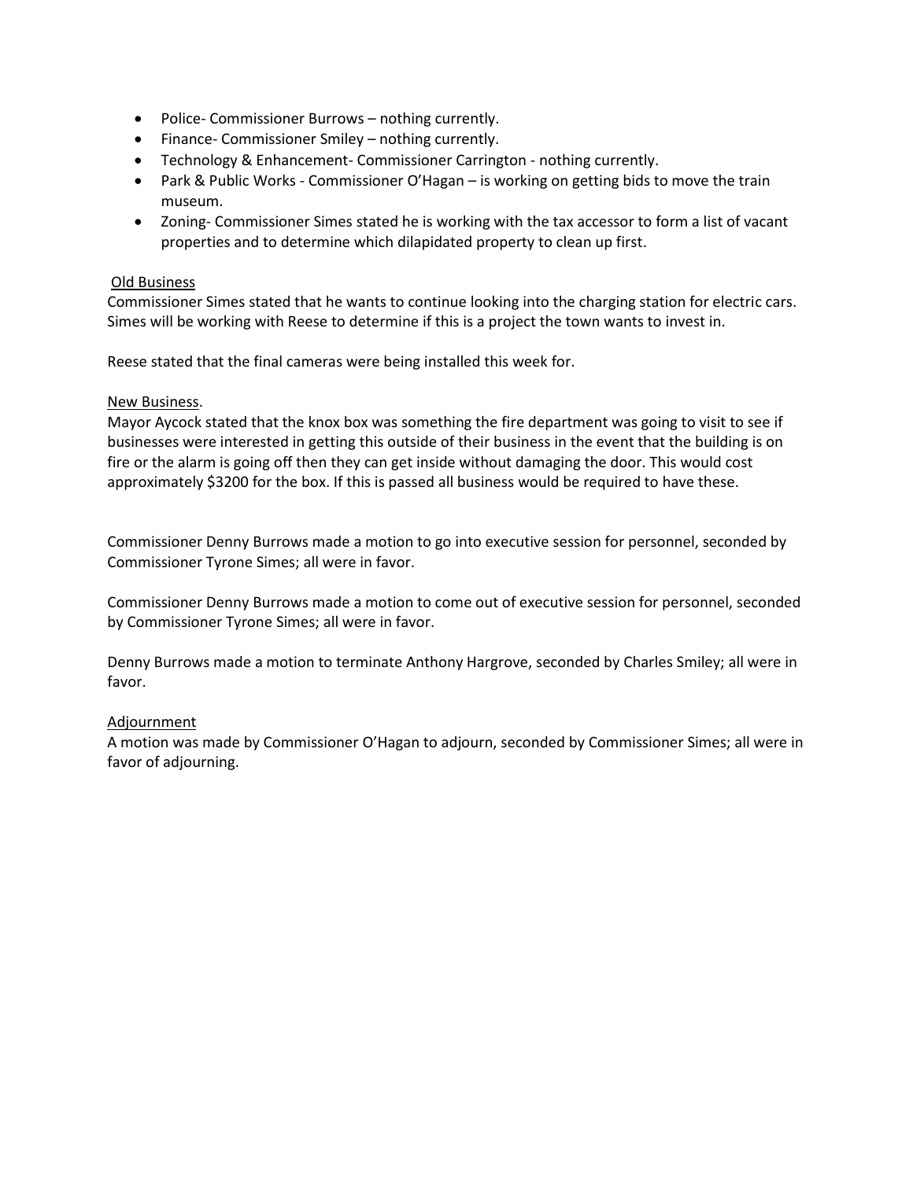- Police- Commissioner Burrows – nothing currently.
- Finance- Commissioner Smiley – nothing currently.
- Technology & Enhancement- Commissioner Carrington - nothing currently.
- Park & Public Works - Commissioner O'Hagan – is working on getting bids to move the train museum.
- Zoning- Commissioner Simes stated he is working with the tax accessor to form a list of vacant properties and to determine which dilapidated property to clean up first.

<u>Old Business</u>

Commissioner Simes stated that he wants to continue looking into the charging station for electric cars. Simes will be working with Reese to determine if this is a project the town wants to invest in.

Reese stated that the final cameras were being installed this week for.

<u>New Business</u>.

Mayor Aycock stated that the knox box was something the fire department was going to visit to see if businesses were interested in getting this outside of their business in the event that the building is on fire or the alarm is going off then they can get inside without damaging the door. This would cost approximately $3200 for the box. If this is passed all business would be required to have these.

Commissioner Denny Burrows made a motion to go into executive session for personnel, seconded by Commissioner Tyrone Simes; all were in favor.

Commissioner Denny Burrows made a motion to come out of executive session for personnel, seconded by Commissioner Tyrone Simes; all were in favor.

Denny Burrows made a motion to terminate Anthony Hargrove, seconded by Charles Smiley; all were in favor.

<u>Adjournment</u>

A motion was made by Commissioner O'Hagan to adjourn, seconded by Commissioner Simes; all were in favor of adjourning.